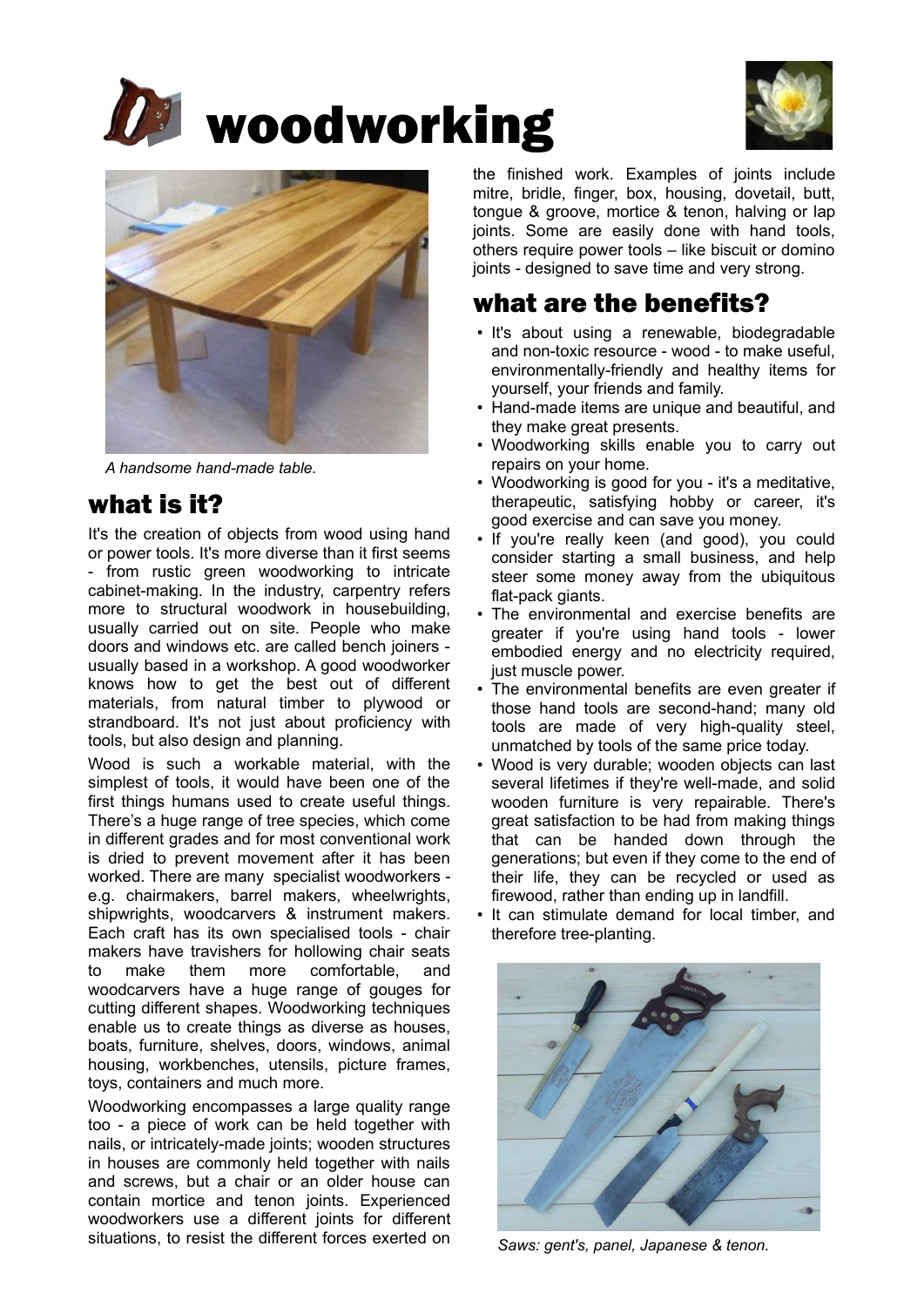# woodworking

*A handsome hand-made table.*

## what is it?

It's the creation of objects from wood using hand or power tools. It's more diverse than it first seems - from rustic green woodworking to intricate cabinet-making. In the industry, carpentry refers more to structural woodwork in housebuilding, usually carried out on site. People who make doors and windows etc. are called bench joiners - usually based in a workshop. A good woodworker knows how to get the best out of different materials, from natural timber to plywood or strandboard. It's not just about proficiency with tools, but also design and planning.

Wood is such a workable material, with the simplest of tools, it would have been one of the first things humans used to create useful things. There's a huge range of tree species, which come in different grades and for most conventional work is dried to prevent movement after it has been worked. There are many specialist woodworkers - e.g. chairmakers, barrel makers, wheelwrights, shipwrights, woodcarvers & instrument makers. Each craft has its own specialised tools - chair makers have travishers for hollowing chair seats to make them more comfortable, and woodcarvers have a huge range of gouges for cutting different shapes. Woodworking techniques enable us to create things as diverse as houses, boats, furniture, shelves, doors, windows, animal housing, workbenches, utensils, picture frames, toys, containers and much more.

Woodworking encompasses a large quality range too - a piece of work can be held together with nails, or intricately-made joints; wooden structures in houses are commonly held together with nails and screws, but a chair or an older house can contain mortice and tenon joints. Experienced woodworkers use a different joints for different situations, to resist the different forces exerted on the finished work. Examples of joints include mitre, bridle, finger, box, housing, dovetail, butt, tongue & groove, mortice & tenon, halving or lap joints. Some are easily done with hand tools, others require power tools – like biscuit or domino joints - designed to save time and very strong.

## what are the benefits?

- It's about using a renewable, biodegradable and non-toxic resource - wood - to make useful, environmentally-friendly and healthy items for yourself, your friends and family.
- Hand-made items are unique and beautiful, and they make great presents.
- Woodworking skills enable you to carry out repairs on your home.
- Woodworking is good for you - it's a meditative, therapeutic, satisfying hobby or career, it's good exercise and can save you money.
- If you're really keen (and good), you could consider starting a small business, and help steer some money away from the ubiquitous flat-pack giants.
- The environmental and exercise benefits are greater if you're using hand tools - lower embodied energy and no electricity required, just muscle power.
- The environmental benefits are even greater if those hand tools are second-hand; many old tools are made of very high-quality steel, unmatched by tools of the same price today.
- Wood is very durable; wooden objects can last several lifetimes if they're well-made, and solid wooden furniture is very repairable. There's great satisfaction to be had from making things that can be handed down through the generations; but even if they come to the end of their life, they can be recycled or used as firewood, rather than ending up in landfill.
- It can stimulate demand for local timber, and therefore tree-planting.

*Saws: gent's, panel, Japanese & tenon.*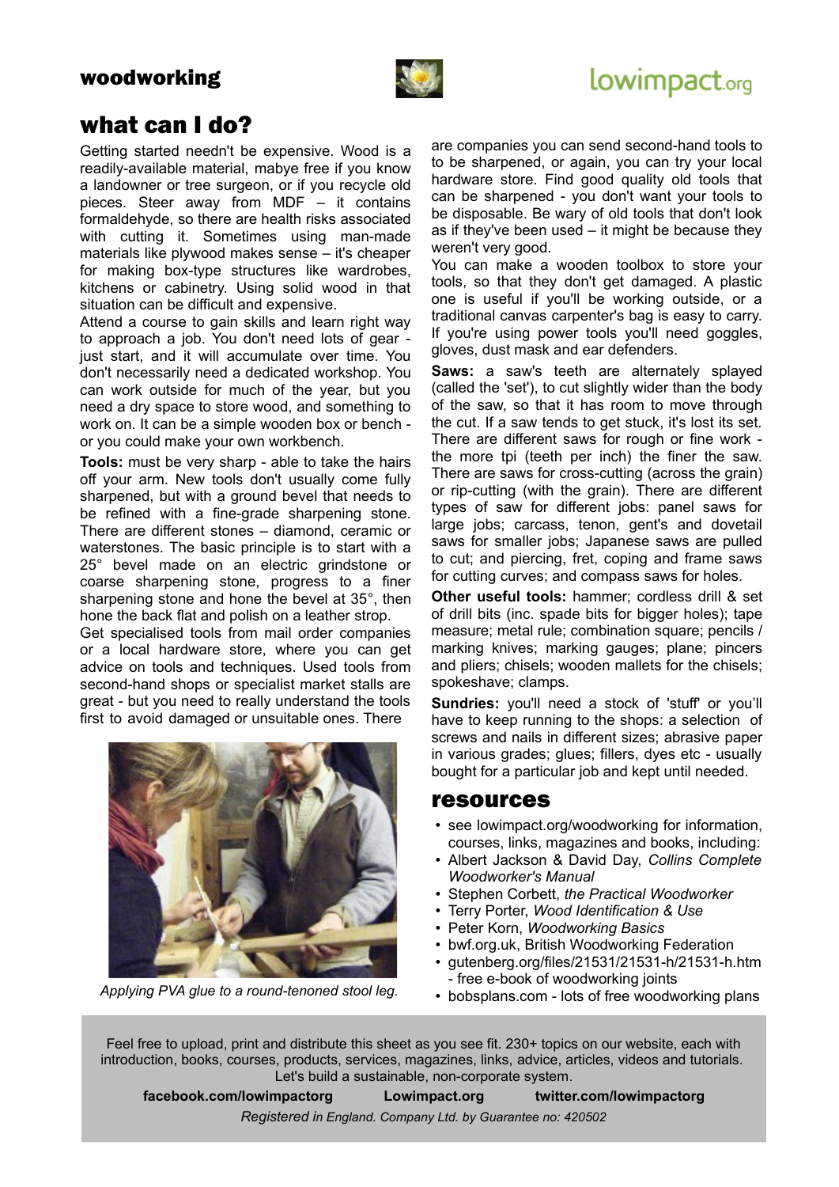# what can I do?

Getting started needn't be expensive. Wood is a readily-available material, mabye free if you know a landowner or tree surgeon, or if you recycle old pieces. Steer away from MDF – it contains formaldehyde, so there are health risks associated with cutting it. Sometimes using man-made materials like plywood makes sense – it's cheaper for making box-type structures like wardrobes, kitchens or cabinetry. Using solid wood in that situation can be difficult and expensive.

Attend a course to gain skills and learn right way to approach a job. You don't need lots of gear - just start, and it will accumulate over time. You don't necessarily need a dedicated workshop. You can work outside for much of the year, but you need a dry space to store wood, and something to work on. It can be a simple wooden box or bench - or you could make your own workbench.

**Tools:** must be very sharp - able to take the hairs off your arm. New tools don't usually come fully sharpened, but with a ground bevel that needs to be refined with a fine-grade sharpening stone. There are different stones – diamond, ceramic or waterstones. The basic principle is to start with a 25° bevel made on an electric grindstone or coarse sharpening stone, progress to a finer sharpening stone and hone the bevel at 35°, then hone the back flat and polish on a leather strop.

Get specialised tools from mail order companies or a local hardware store, where you can get advice on tools and techniques. Used tools from second-hand shops or specialist market stalls are great - but you need to really understand the tools first to avoid damaged or unsuitable ones. There are companies you can send second-hand tools to to be sharpened, or again, you can try your local hardware store. Find good quality old tools that can be sharpened - you don't want your tools to be disposable. Be wary of old tools that don't look as if they've been used – it might be because they weren't very good.

*Applying PVA glue to a round-tenoned stool leg.*

You can make a wooden toolbox to store your tools, so that they don't get damaged. A plastic one is useful if you'll be working outside, or a traditional canvas carpenter's bag is easy to carry. If you're using power tools you'll need goggles, gloves, dust mask and ear defenders.

**Saws:** a saw's teeth are alternately splayed (called the 'set'), to cut slightly wider than the body of the saw, so that it has room to move through the cut. If a saw tends to get stuck, it's lost its set. There are different saws for rough or fine work - the more tpi (teeth per inch) the finer the saw. There are saws for cross-cutting (across the grain) or rip-cutting (with the grain). There are different types of saw for different jobs: panel saws for large jobs; carcass, tenon, gent's and dovetail saws for smaller jobs; Japanese saws are pulled to cut; and piercing, fret, coping and frame saws for cutting curves; and compass saws for holes.

**Other useful tools:** hammer; cordless drill & set of drill bits (inc. spade bits for bigger holes); tape measure; metal rule; combination square; pencils / marking knives; marking gauges; plane; pincers and pliers; chisels; wooden mallets for the chisels; spokeshave; clamps.

**Sundries:** you'll need a stock of 'stuff' or you'll have to keep running to the shops: a selection of screws and nails in different sizes; abrasive paper in various grades; glues; fillers, dyes etc - usually bought for a particular job and kept until needed.

# resources

- see lowimpact.org/woodworking for information, courses, links, magazines and books, including:
- Albert Jackson & David Day, *Collins Complete Woodworker's Manual*
- Stephen Corbett, *the Practical Woodworker*
- Terry Porter, *Wood Identification & Use*
- Peter Korn, *Woodworking Basics*
- bwf.org.uk, British Woodworking Federation
- gutenberg.org/files/21531/21531-h/21531-h.htm - free e-book of woodworking joints
- bobsplans.com - lots of free woodworking plans

Feel free to upload, print and distribute this sheet as you see fit. 230+ topics on our website, each with introduction, books, courses, products, services, magazines, links, advice, articles, videos and tutorials. Let's build a sustainable, non-corporate system.

**facebook.com/lowimpactorg** **Lowimpact.org** **twitter.com/lowimpactorg**

*Registered in England. Company Ltd. by Guarantee no: 420502*